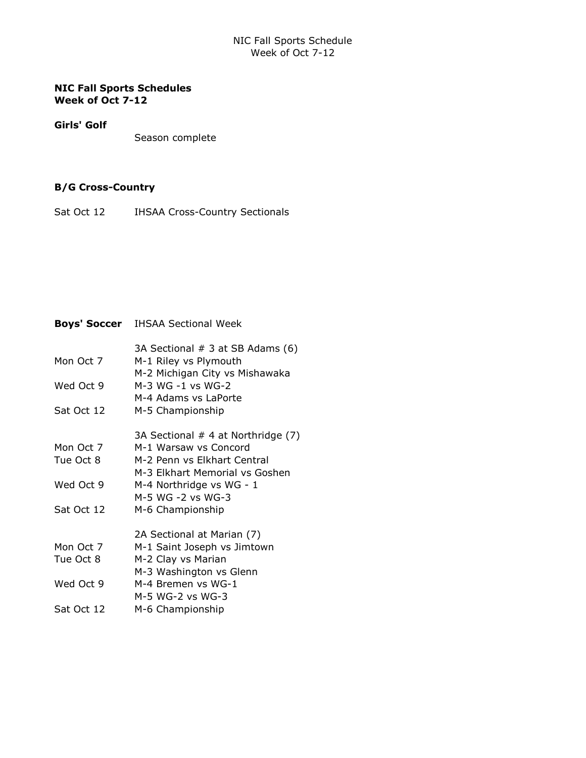**NIC Fall Sports Schedules**
**Week of Oct 7-12**

**Girls' Golf**

Season complete

**B/G Cross-Country**

Sat Oct 12 — IHSAA Cross-Country Sectionals

**Boys' Soccer** — IHSAA Sectional Week

| | |
|---|---|
| | 3A Sectional # 3 at SB Adams (6) |
| Mon Oct 7 | M-1 Riley vs Plymouth |
| | M-2 Michigan City vs Mishawaka |
| Wed Oct 9 | M-3 WG -1 vs WG-2 |
| | M-4 Adams vs LaPorte |
| Sat Oct 12 | M-5 Championship |
| | |
| | 3A Sectional # 4 at Northridge (7) |
| Mon Oct 7 | M-1 Warsaw vs Concord |
| Tue Oct 8 | M-2 Penn vs Elkhart Central |
| | M-3 Elkhart Memorial vs Goshen |
| Wed Oct 9 | M-4 Northridge vs WG - 1 |
| | M-5 WG -2 vs WG-3 |
| Sat Oct 12 | M-6 Championship |
| | |
| | 2A Sectional at Marian (7) |
| Mon Oct 7 | M-1 Saint Joseph vs Jimtown |
| Tue Oct 8 | M-2 Clay vs Marian |
| | M-3 Washington vs Glenn |
| Wed Oct 9 | M-4 Bremen vs WG-1 |
| | M-5 WG-2 vs WG-3 |
| Sat Oct 12 | M-6 Championship |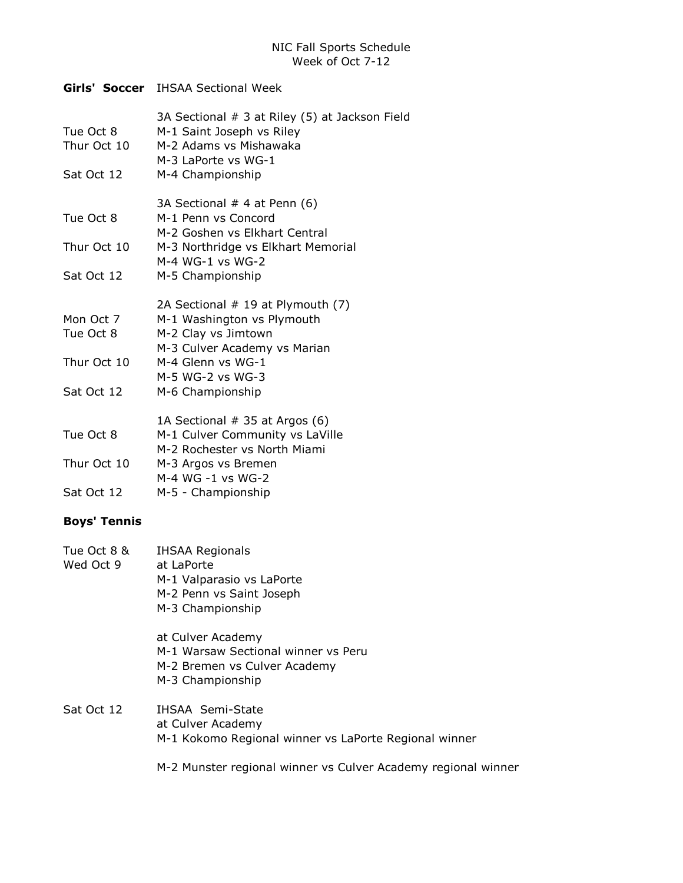NIC Fall Sports Schedule
Week of Oct 7-12

**Girls' Soccer** IHSAA Sectional Week

| | |
|---|---|
| | 3A Sectional # 3 at Riley (5) at Jackson Field |
| Tue Oct 8 | M-1 Saint Joseph vs Riley |
| Thur Oct 10 | M-2 Adams vs Mishawaka |
| | M-3 LaPorte vs WG-1 |
| Sat Oct 12 | M-4 Championship |
| | |
| | 3A Sectional # 4 at Penn (6) |
| Tue Oct 8 | M-1 Penn vs Concord |
| | M-2 Goshen vs Elkhart Central |
| Thur Oct 10 | M-3 Northridge vs Elkhart Memorial |
| | M-4 WG-1 vs WG-2 |
| Sat Oct 12 | M-5 Championship |
| | |
| | 2A Sectional # 19 at Plymouth (7) |
| Mon Oct 7 | M-1 Washington vs Plymouth |
| Tue Oct 8 | M-2 Clay vs Jimtown |
| | M-3 Culver Academy vs Marian |
| Thur Oct 10 | M-4 Glenn vs WG-1 |
| | M-5 WG-2 vs WG-3 |
| Sat Oct 12 | M-6 Championship |
| | |
| | 1A Sectional # 35 at Argos (6) |
| Tue Oct 8 | M-1 Culver Community vs LaVille |
| | M-2 Rochester vs North Miami |
| Thur Oct 10 | M-3 Argos vs Bremen |
| | M-4 WG -1 vs WG-2 |
| Sat Oct 12 | M-5 - Championship |

**Boys' Tennis**

| | |
|---|---|
| Tue Oct 8 & Wed Oct 9 | IHSAA Regionals |
| | at LaPorte |
| | M-1 Valparasio vs LaPorte |
| | M-2 Penn vs Saint Joseph |
| | M-3 Championship |
| | |
| | at Culver Academy |
| | M-1 Warsaw Sectional winner vs Peru |
| | M-2 Bremen vs Culver Academy |
| | M-3 Championship |
| | |
| Sat Oct 12 | IHSAA Semi-State |
| | at Culver Academy |
| | M-1 Kokomo Regional winner vs LaPorte Regional winner |
| | |
| | M-2 Munster regional winner vs Culver Academy regional winner |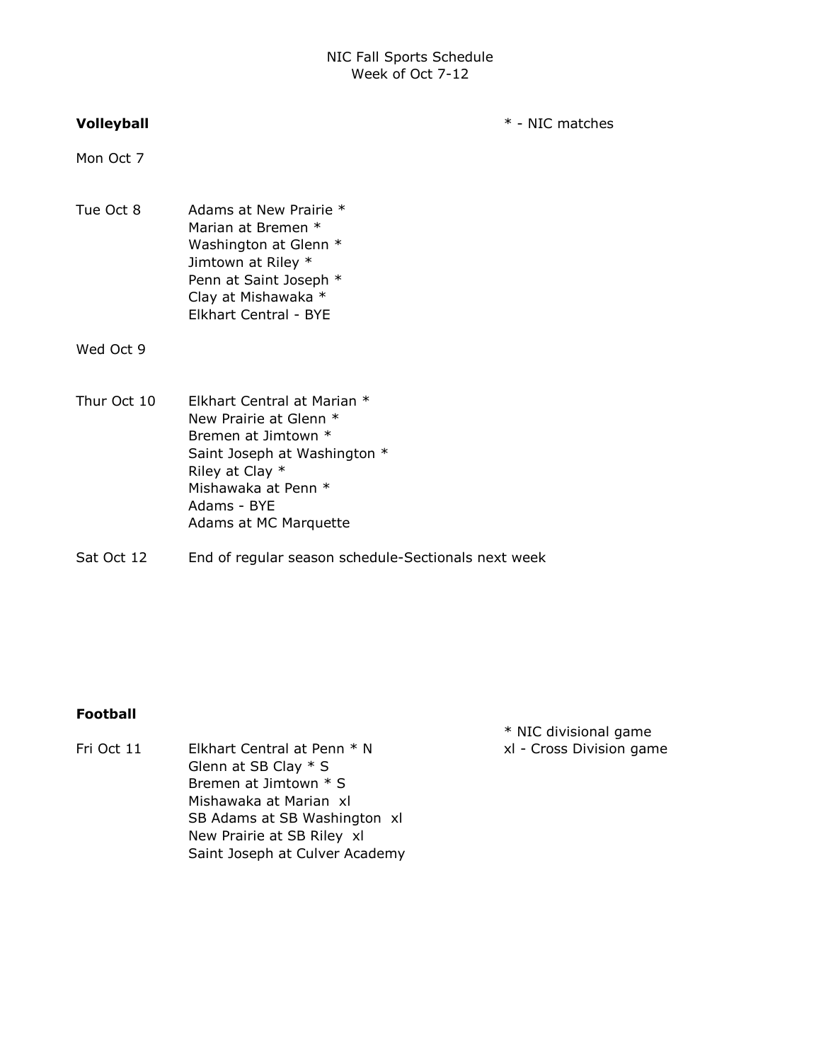NIC Fall Sports Schedule
Week of Oct 7-12

**Volleyball**

\* - NIC matches

Mon Oct 7

Tue Oct 8
- Adams at New Prairie *
- Marian at Bremen *
- Washington at Glenn *
- Jimtown at Riley *
- Penn at Saint Joseph *
- Clay at Mishawaka *
- Elkhart Central - BYE

Wed Oct 9

Thur Oct 10
- Elkhart Central at Marian *
- New Prairie at Glenn *
- Bremen at Jimtown *
- Saint Joseph at Washington *
- Riley at Clay *
- Mishawaka at Penn *
- Adams - BYE
- Adams at MC Marquette

Sat Oct 12
- End of regular season schedule-Sectionals next week

**Football**

\* NIC divisional game
xl - Cross Division game

Fri Oct 11
- Elkhart Central at Penn * N
- Glenn at SB Clay * S
- Bremen at Jimtown * S
- Mishawaka at Marian xl
- SB Adams at SB Washington xl
- New Prairie at SB Riley xl
- Saint Joseph at Culver Academy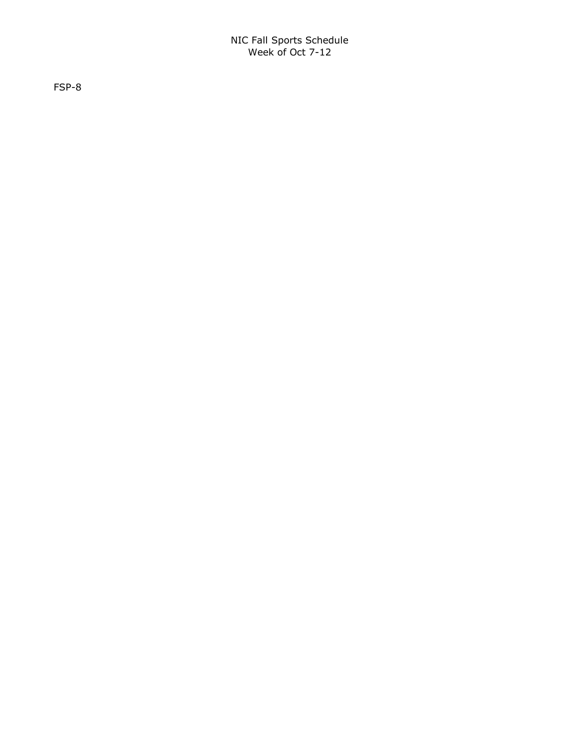NIC Fall Sports Schedule
Week of Oct 7-12

FSP-8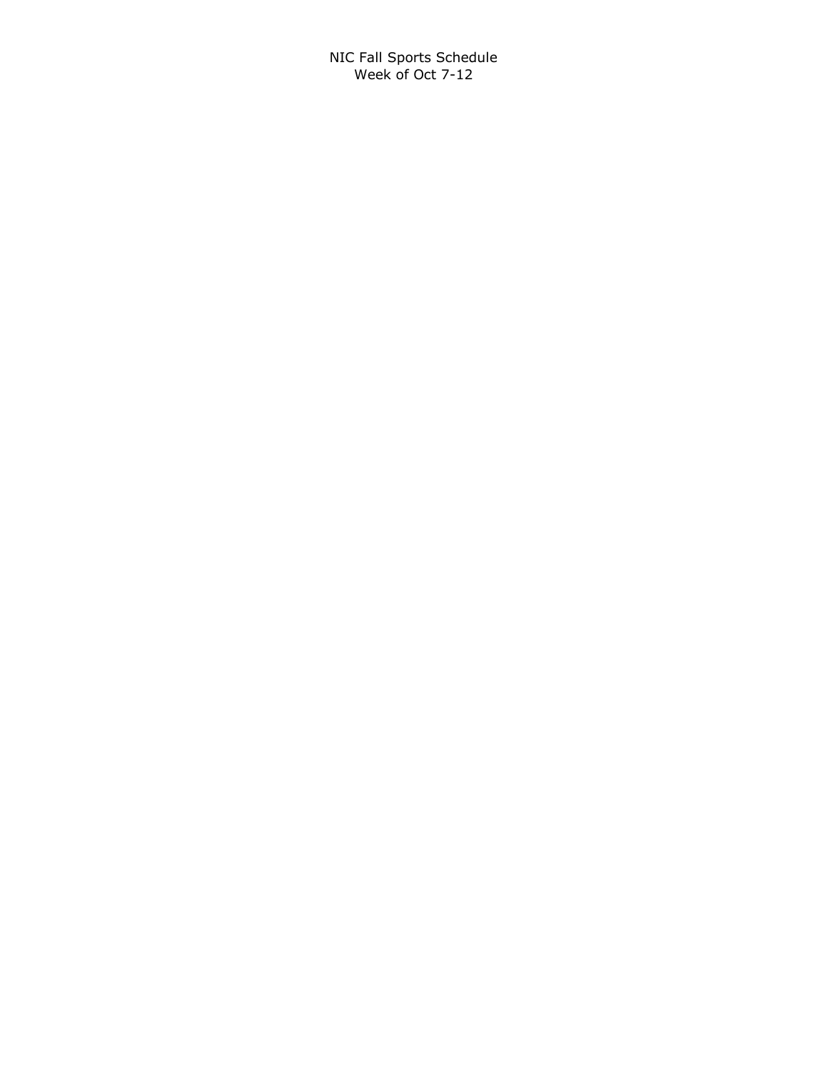NIC Fall Sports Schedule
Week of Oct 7-12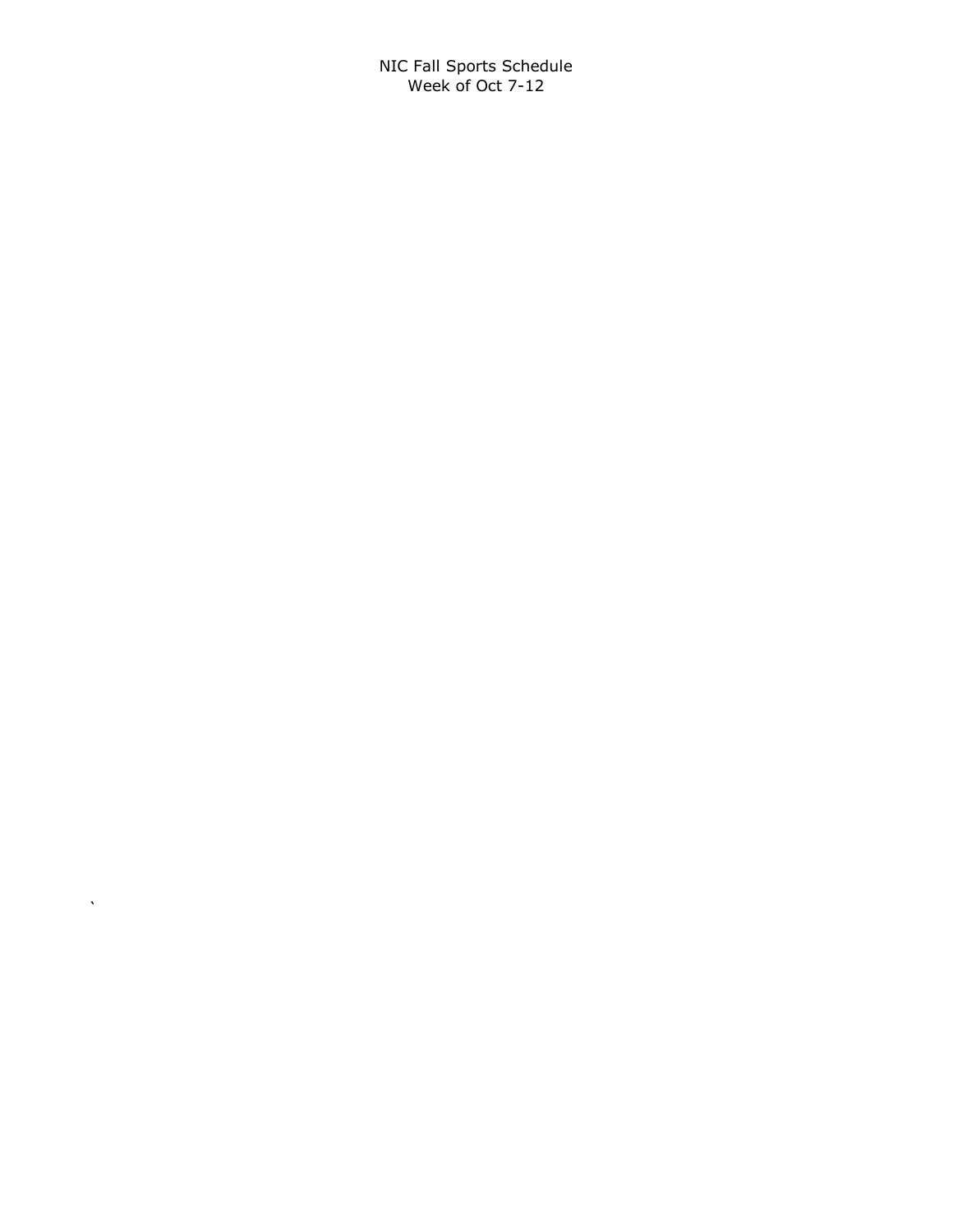NIC Fall Sports Schedule
Week of Oct 7-12

`